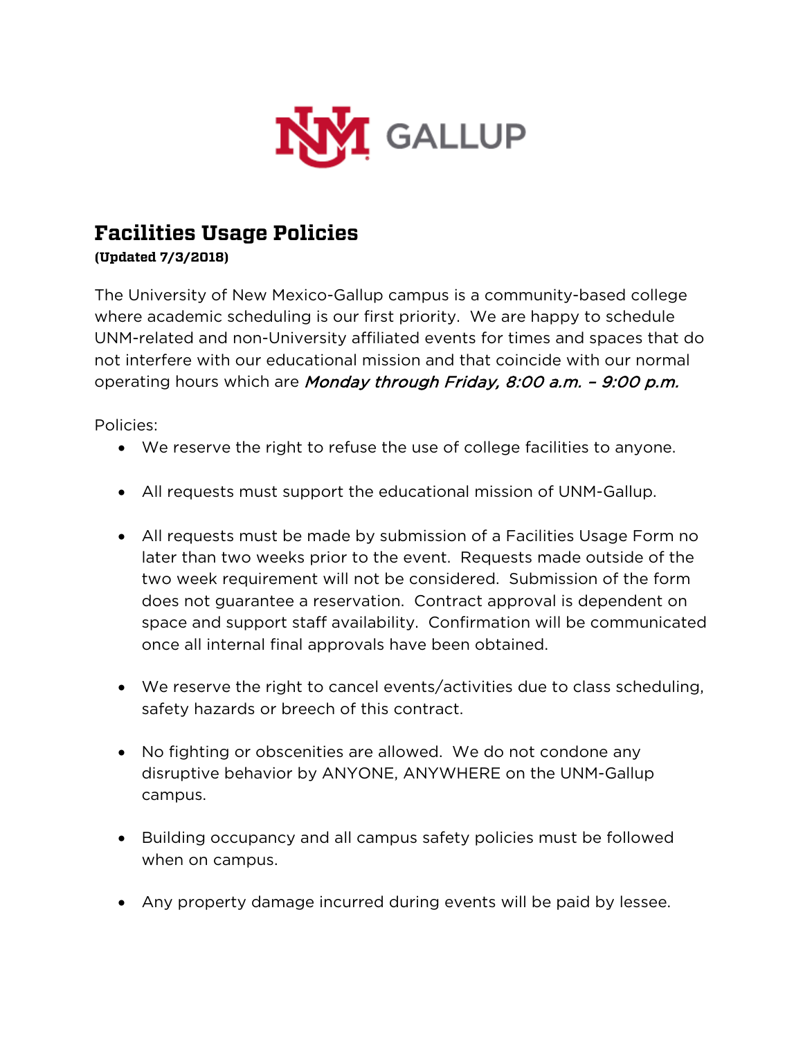UNM GALLUP

# Facilities Usage Policies

**(Updated 7/3/2018)**

The University of New Mexico-Gallup campus is a community-based college where academic scheduling is our first priority. We are happy to schedule UNM-related and non-University affiliated events for times and spaces that do not interfere with our educational mission and that coincide with our normal operating hours which are *Monday through Friday, 8:00 a.m. – 9:00 p.m.*

Policies:

- We reserve the right to refuse the use of college facilities to anyone.
- All requests must support the educational mission of UNM-Gallup.
- All requests must be made by submission of a Facilities Usage Form no later than two weeks prior to the event. Requests made outside of the two week requirement will not be considered. Submission of the form does not guarantee a reservation. Contract approval is dependent on space and support staff availability. Confirmation will be communicated once all internal final approvals have been obtained.
- We reserve the right to cancel events/activities due to class scheduling, safety hazards or breech of this contract.
- No fighting or obscenities are allowed. We do not condone any disruptive behavior by ANYONE, ANYWHERE on the UNM-Gallup campus.
- Building occupancy and all campus safety policies must be followed when on campus.
- Any property damage incurred during events will be paid by lessee.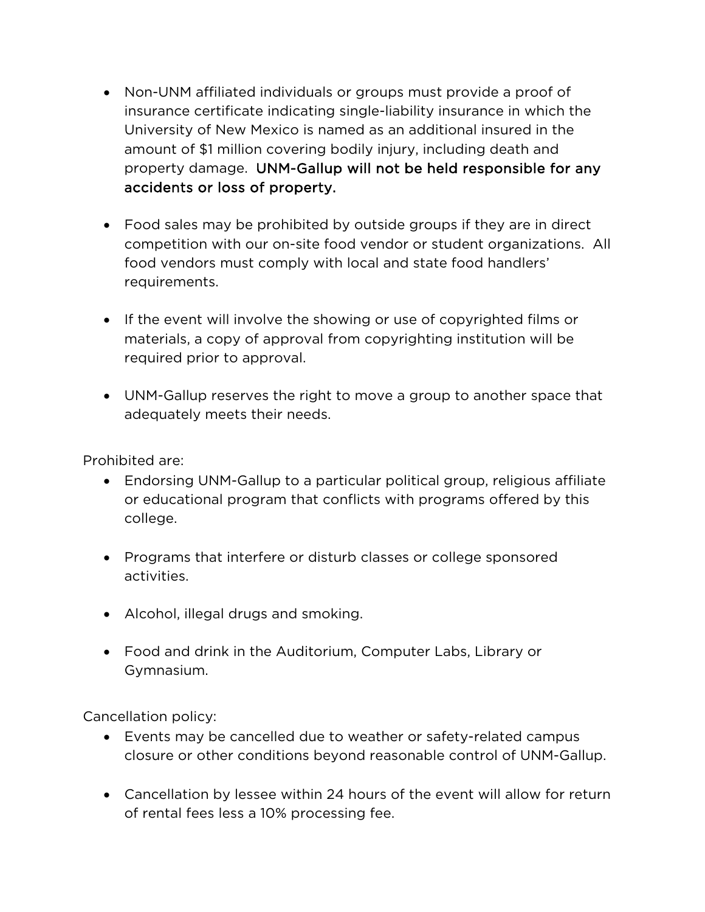- Non-UNM affiliated individuals or groups must provide a proof of insurance certificate indicating single-liability insurance in which the University of New Mexico is named as an additional insured in the amount of $1 million covering bodily injury, including death and property damage. UNM-Gallup will not be held responsible for any accidents or loss of property.

- Food sales may be prohibited by outside groups if they are in direct competition with our on-site food vendor or student organizations. All food vendors must comply with local and state food handlers' requirements.

- If the event will involve the showing or use of copyrighted films or materials, a copy of approval from copyrighting institution will be required prior to approval.

- UNM-Gallup reserves the right to move a group to another space that adequately meets their needs.

Prohibited are:

- Endorsing UNM-Gallup to a particular political group, religious affiliate or educational program that conflicts with programs offered by this college.

- Programs that interfere or disturb classes or college sponsored activities.

- Alcohol, illegal drugs and smoking.

- Food and drink in the Auditorium, Computer Labs, Library or Gymnasium.

Cancellation policy:

- Events may be cancelled due to weather or safety-related campus closure or other conditions beyond reasonable control of UNM-Gallup.

- Cancellation by lessee within 24 hours of the event will allow for return of rental fees less a 10% processing fee.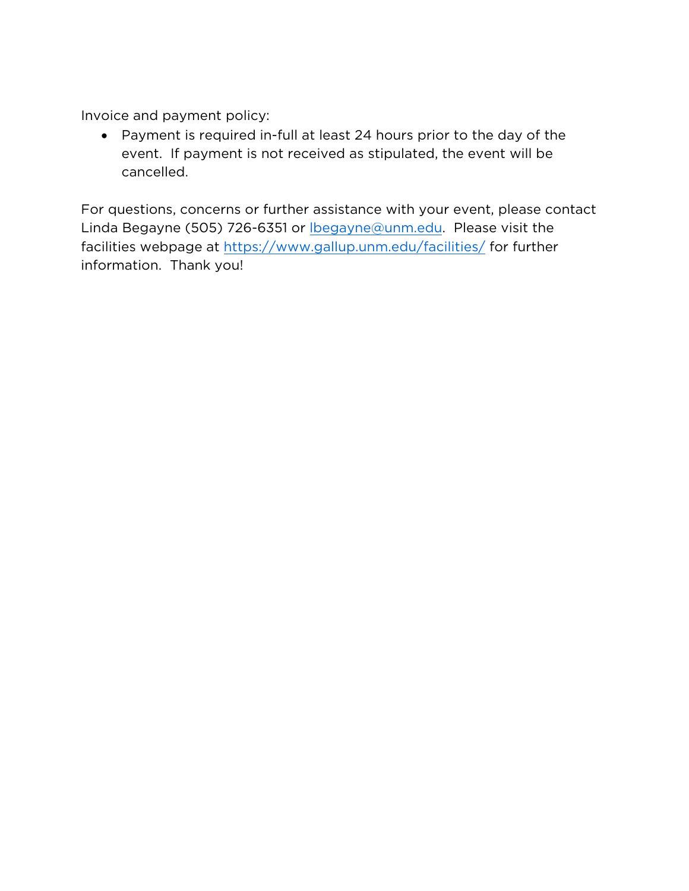Invoice and payment policy:

- Payment is required in-full at least 24 hours prior to the day of the event.  If payment is not received as stipulated, the event will be cancelled.

For questions, concerns or further assistance with your event, please contact Linda Begayne (505) 726-6351 or lbegayne@unm.edu.  Please visit the facilities webpage at https://www.gallup.unm.edu/facilities/ for further information.  Thank you!